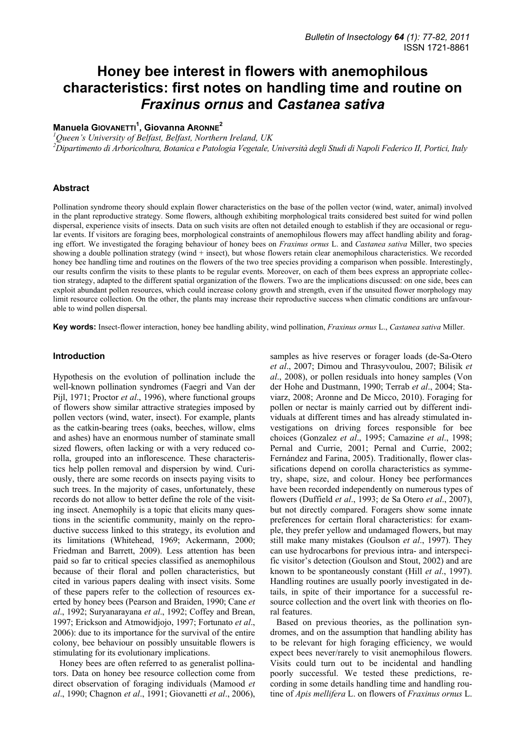# Honey bee interest in flowers with anemophilous characteristics: first notes on handling time and routine on *Fraxinus ornus* and *Castanea sativa*

**Manuela Giovanetti**[1], **Giovanna Aronne**[2]

[1]*Queen's University of Belfast, Belfast, Northern Ireland, UK*

[2]*Dipartimento di Arboricoltura, Botanica e Patologia Vegetale, Università degli Studi di Napoli Federico II, Portici, Italy*

## Abstract

Pollination syndrome theory should explain flower characteristics on the base of the pollen vector (wind, water, animal) involved in the plant reproductive strategy. Some flowers, although exhibiting morphological traits considered best suited for wind pollen dispersal, experience visits of insects. Data on such visits are often not detailed enough to establish if they are occasional or regular events. If visitors are foraging bees, morphological constraints of anemophilous flowers may affect handling ability and foraging effort. We investigated the foraging behaviour of honey bees on *Fraxinus ornus* L. and *Castanea sativa* Miller, two species showing a double pollination strategy (wind + insect), but whose flowers retain clear anemophilous characteristics. We recorded honey bee handling time and routines on the flowers of the two tree species providing a comparison when possible. Interestingly, our results confirm the visits to these plants to be regular events. Moreover, on each of them bees express an appropriate collection strategy, adapted to the different spatial organization of the flowers. Two are the implications discussed: on one side, bees can exploit abundant pollen resources, which could increase colony growth and strength, even if the unsuited flower morphology may limit resource collection. On the other, the plants may increase their reproductive success when climatic conditions are unfavourable to wind pollen dispersal.

**Key words:** Insect-flower interaction, honey bee handling ability, wind pollination, *Fraxinus ornus* L., *Castanea sativa* Miller.

## Introduction

Hypothesis on the evolution of pollination include the well-known pollination syndromes (Faegri and Van der Pijl, 1971; Proctor *et al*., 1996), where functional groups of flowers show similar attractive strategies imposed by pollen vectors (wind, water, insect). For example, plants as the catkin-bearing trees (oaks, beeches, willow, elms and ashes) have an enormous number of staminate small sized flowers, often lacking or with a very reduced corolla, grouped into an inflorescence. These characteristics help pollen removal and dispersion by wind. Curiously, there are some records on insects paying visits to such trees. In the majority of cases, unfortunately, these records do not allow to better define the role of the visiting insect. Anemophily is a topic that elicits many questions in the scientific community, mainly on the reproductive success linked to this strategy, its evolution and its limitations (Whitehead, 1969; Ackermann, 2000; Friedman and Barrett, 2009). Less attention has been paid so far to critical species classified as anemophilous because of their floral and pollen characteristics, but cited in various papers dealing with insect visits. Some of these papers refer to the collection of resources exerted by honey bees (Pearson and Braiden, 1990; Cane *et al*., 1992; Suryanarayana *et al*., 1992; Coffey and Brean, 1997; Erickson and Atmowidjojo, 1997; Fortunato *et al*., 2006): due to its importance for the survival of the entire colony, bee behaviour on possibly unsuitable flowers is stimulating for its evolutionary implications.

Honey bees are often referred to as generalist pollinators. Data on honey bee resource collection come from direct observation of foraging individuals (Mamood *et al*., 1990; Chagnon *et al*., 1991; Giovanetti *et al*., 2006), samples as hive reserves or forager loads (de-Sa-Otero *et al*., 2007; Dimou and Thrasyvoulou, 2007; Bilisik *et al*., 2008), or pollen residuals into honey samples (Von der Hohe and Dustmann, 1990; Terrab *et al*., 2004; Staviarz, 2008; Aronne and De Micco, 2010). Foraging for pollen or nectar is mainly carried out by different individuals at different times and has already stimulated investigations on driving forces responsible for bee choices (Gonzalez *et al*., 1995; Camazine *et al*., 1998; Pernal and Currie, 2001; Pernal and Currie, 2002; Fernández and Farina, 2005). Traditionally, flower classifications depend on corolla characteristics as symmetry, shape, size, and colour. Honey bee performances have been recorded independently on numerous types of flowers (Duffield *et al*., 1993; de Sa Otero *et al*., 2007), but not directly compared. Foragers show some innate preferences for certain floral characteristics: for example, they prefer yellow and undamaged flowers, but may still make many mistakes (Goulson *et al*., 1997). They can use hydrocarbons for previous intra- and interspecific visitor's detection (Goulson and Stout, 2002) and are known to be spontaneously constant (Hill *et al*., 1997). Handling routines are usually poorly investigated in details, in spite of their importance for a successful resource collection and the overt link with theories on floral features.

Based on previous theories, as the pollination syndromes, and on the assumption that handling ability has to be relevant for high foraging efficiency, we would expect bees never/rarely to visit anemophilous flowers. Visits could turn out to be incidental and handling poorly successful. We tested these predictions, recording in some details handling time and handling routine of *Apis mellifera* L. on flowers of *Fraxinus ornus* L.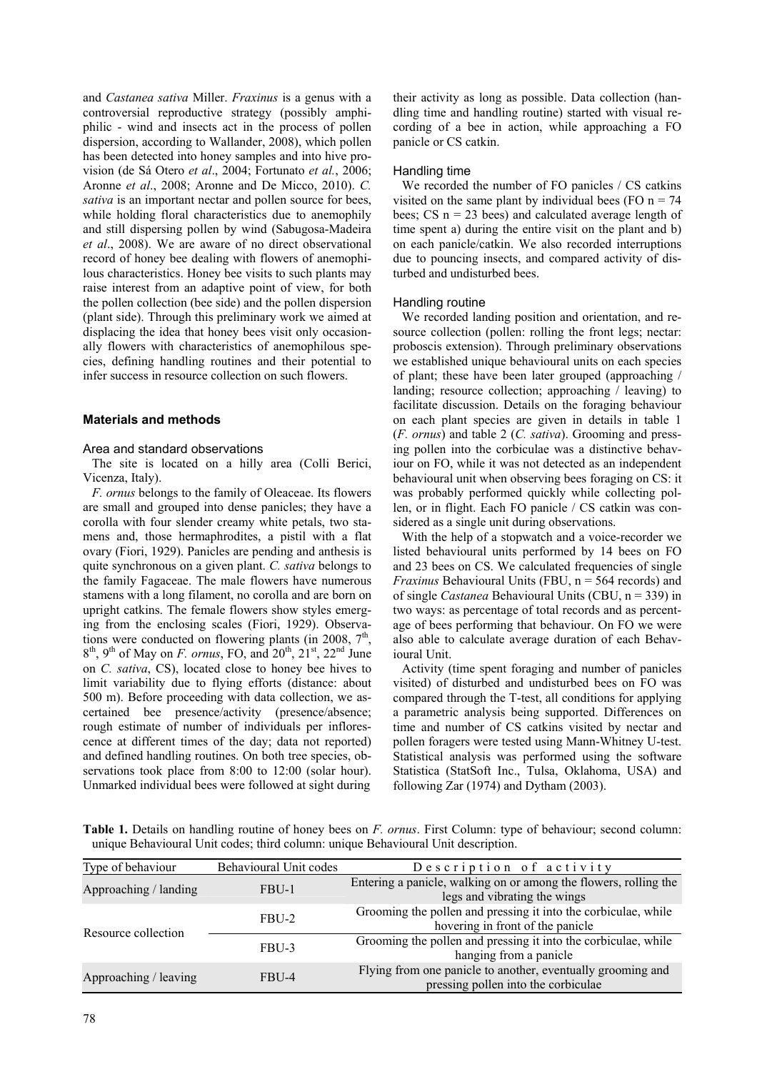and *Castanea sativa* Miller. *Fraxinus* is a genus with a controversial reproductive strategy (possibly amphiphilic - wind and insects act in the process of pollen dispersion, according to Wallander, 2008), which pollen has been detected into honey samples and into hive provision (de Sá Otero *et al*., 2004; Fortunato *et al.*, 2006; Aronne *et al*., 2008; Aronne and De Micco, 2010). *C. sativa* is an important nectar and pollen source for bees, while holding floral characteristics due to anemophily and still dispersing pollen by wind (Sabugosa-Madeira *et al*., 2008). We are aware of no direct observational record of honey bee dealing with flowers of anemophilous characteristics. Honey bee visits to such plants may raise interest from an adaptive point of view, for both the pollen collection (bee side) and the pollen dispersion (plant side). Through this preliminary work we aimed at displacing the idea that honey bees visit only occasionally flowers with characteristics of anemophilous species, defining handling routines and their potential to infer success in resource collection on such flowers.

## Materials and methods

### Area and standard observations

The site is located on a hilly area (Colli Berici, Vicenza, Italy).

*F. ornus* belongs to the family of Oleaceae. Its flowers are small and grouped into dense panicles; they have a corolla with four slender creamy white petals, two stamens and, those hermaphrodites, a pistil with a flat ovary (Fiori, 1929). Panicles are pending and anthesis is quite synchronous on a given plant. *C. sativa* belongs to the family Fagaceae. The male flowers have numerous stamens with a long filament, no corolla and are born on upright catkins. The female flowers show styles emerging from the enclosing scales (Fiori, 1929). Observations were conducted on flowering plants (in 2008, 7th, 8th, 9th of May on *F. ornus*, FO, and 20th, 21st, 22nd June on *C. sativa*, CS), located close to honey bee hives to limit variability due to flying efforts (distance: about 500 m). Before proceeding with data collection, we ascertained bee presence/activity (presence/absence; rough estimate of number of individuals per inflorescence at different times of the day; data not reported) and defined handling routines. On both tree species, observations took place from 8:00 to 12:00 (solar hour). Unmarked individual bees were followed at sight during their activity as long as possible. Data collection (handling time and handling routine) started with visual recording of a bee in action, while approaching a FO panicle or CS catkin.

### Handling time

We recorded the number of FO panicles / CS catkins visited on the same plant by individual bees (FO n = 74 bees; CS n = 23 bees) and calculated average length of time spent a) during the entire visit on the plant and b) on each panicle/catkin. We also recorded interruptions due to pouncing insects, and compared activity of disturbed and undisturbed bees.

### Handling routine

We recorded landing position and orientation, and resource collection (pollen: rolling the front legs; nectar: proboscis extension). Through preliminary observations we established unique behavioural units on each species of plant; these have been later grouped (approaching / landing; resource collection; approaching / leaving) to facilitate discussion. Details on the foraging behaviour on each plant species are given in details in table 1 (*F. ornus*) and table 2 (*C. sativa*). Grooming and pressing pollen into the corbiculae was a distinctive behaviour on FO, while it was not detected as an independent behavioural unit when observing bees foraging on CS: it was probably performed quickly while collecting pollen, or in flight. Each FO panicle / CS catkin was considered as a single unit during observations.

With the help of a stopwatch and a voice-recorder we listed behavioural units performed by 14 bees on FO and 23 bees on CS. We calculated frequencies of single *Fraxinus* Behavioural Units (FBU, n = 564 records) and of single *Castanea* Behavioural Units (CBU, n = 339) in two ways: as percentage of total records and as percentage of bees performing that behaviour. On FO we were also able to calculate average duration of each Behavioural Unit.

Activity (time spent foraging and number of panicles visited) of disturbed and undisturbed bees on FO was compared through the T-test, all conditions for applying a parametric analysis being supported. Differences on time and number of CS catkins visited by nectar and pollen foragers were tested using Mann-Whitney U-test. Statistical analysis was performed using the software Statistica (StatSoft Inc., Tulsa, Oklahoma, USA) and following Zar (1974) and Dytham (2003).

**Table 1.** Details on handling routine of honey bees on *F. ornus*. First Column: type of behaviour; second column: unique Behavioural Unit codes; third column: unique Behavioural Unit description.

| Type of behaviour | Behavioural Unit codes | Description of activity |
|---|---|---|
| Approaching / landing | FBU-1 | Entering a panicle, walking on or among the flowers, rolling the legs and vibrating the wings |
| Resource collection | FBU-2 | Grooming the pollen and pressing it into the corbiculae, while hovering in front of the panicle |
| | FBU-3 | Grooming the pollen and pressing it into the corbiculae, while hanging from a panicle |
| Approaching / leaving | FBU-4 | Flying from one panicle to another, eventually grooming and pressing pollen into the corbiculae |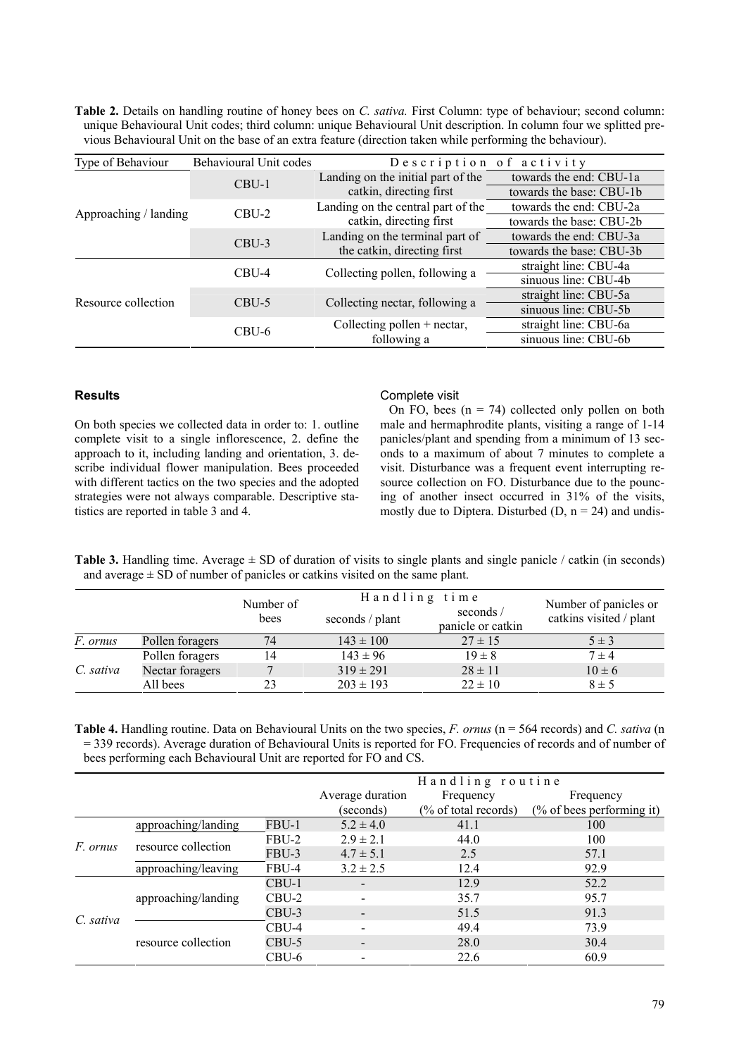**Table 2.** Details on handling routine of honey bees on *C. sativa.* First Column: type of behaviour; second column: unique Behavioural Unit codes; third column: unique Behavioural Unit description. In column four we splitted previous Behavioural Unit on the base of an extra feature (direction taken while performing the behaviour).

| Type of Behaviour | Behavioural Unit codes | Description of activity | |
|---|---|---|---|
| Approaching / landing | CBU-1 | Landing on the initial part of the catkin, directing first | towards the end: CBU-1a |
| | | | towards the base: CBU-1b |
| | CBU-2 | Landing on the central part of the catkin, directing first | towards the end: CBU-2a |
| | | | towards the base: CBU-2b |
| | CBU-3 | Landing on the terminal part of the catkin, directing first | towards the end: CBU-3a |
| | | | towards the base: CBU-3b |
| Resource collection | CBU-4 | Collecting pollen, following a | straight line: CBU-4a |
| | | | sinuous line: CBU-4b |
| | CBU-5 | Collecting nectar, following a | straight line: CBU-5a |
| | | | sinuous line: CBU-5b |
| | CBU-6 | Collecting pollen + nectar, following a | straight line: CBU-6a |
| | | | sinuous line: CBU-6b |

## Results

On both species we collected data in order to: 1. outline complete visit to a single inflorescence, 2. define the approach to it, including landing and orientation, 3. describe individual flower manipulation. Bees proceeded with different tactics on the two species and the adopted strategies were not always comparable. Descriptive statistics are reported in table 3 and 4.

### Complete visit

On FO, bees (n = 74) collected only pollen on both male and hermaphrodite plants, visiting a range of 1-14 panicles/plant and spending from a minimum of 13 seconds to a maximum of about 7 minutes to complete a visit. Disturbance was a frequent event interrupting resource collection on FO. Disturbance due to the pouncing of another insect occurred in 31% of the visits, mostly due to Diptera. Disturbed (D, n = 24) and undis-

**Table 3.** Handling time. Average ± SD of duration of visits to single plants and single panicle / catkin (in seconds) and average ± SD of number of panicles or catkins visited on the same plant.

| | | Number of bees | Handling time | | Number of panicles or catkins visited / plant |
|---|---|---|---|---|---|
| | | | seconds / plant | seconds / panicle or catkin | |
| *F. ornus* | Pollen foragers | 74 | 143 ± 100 | 27 ± 15 | 5 ± 3 |
| *C. sativa* | Pollen foragers | 14 | 143 ± 96 | 19 ± 8 | 7 ± 4 |
| | Nectar foragers | 7 | 319 ± 291 | 28 ± 11 | 10 ± 6 |
| | All bees | 23 | 203 ± 193 | 22 ± 10 | 8 ± 5 |

**Table 4.** Handling routine. Data on Behavioural Units on the two species, *F. ornus* (n = 564 records) and *C. sativa* (n = 339 records). Average duration of Behavioural Units is reported for FO. Frequencies of records and of number of bees performing each Behavioural Unit are reported for FO and CS.

| | | | Handling routine | | |
|---|---|---|---|---|---|
| | | | Average duration (seconds) | Frequency (% of total records) | Frequency (% of bees performing it) |
| *F. ornus* | approaching/landing | FBU-1 | 5.2 ± 4.0 | 41.1 | 100 |
| | resource collection | FBU-2 | 2.9 ± 2.1 | 44.0 | 100 |
| | | FBU-3 | 4.7 ± 5.1 | 2.5 | 57.1 |
| | approaching/leaving | FBU-4 | 3.2 ± 2.5 | 12.4 | 92.9 |
| *C. sativa* | approaching/landing | CBU-1 | - | 12.9 | 52.2 |
| | | CBU-2 | - | 35.7 | 95.7 |
| | | CBU-3 | - | 51.5 | 91.3 |
| | resource collection | CBU-4 | - | 49.4 | 73.9 |
| | | CBU-5 | - | 28.0 | 30.4 |
| | | CBU-6 | - | 22.6 | 60.9 |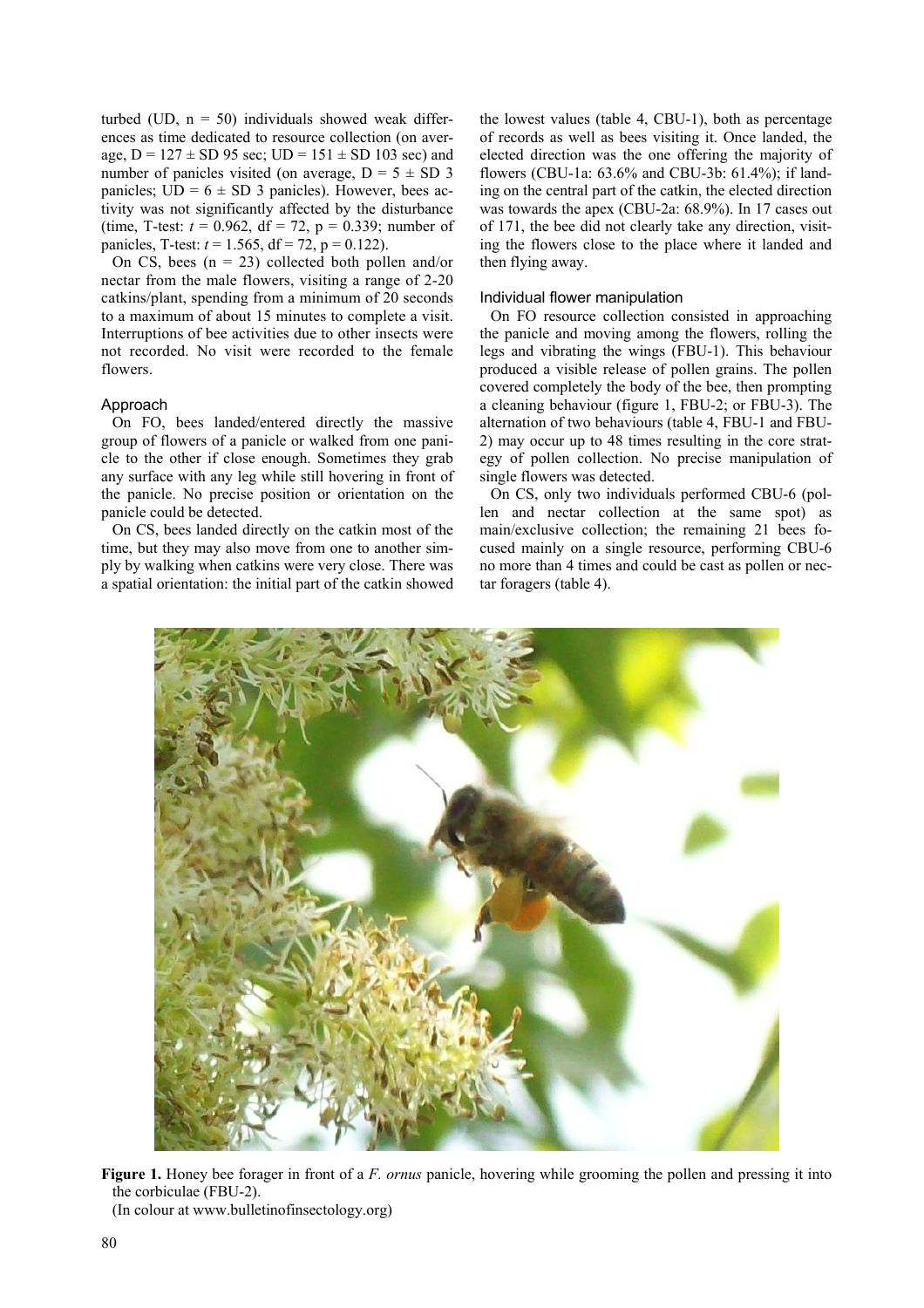turbed (UD, n = 50) individuals showed weak differences as time dedicated to resource collection (on average, D = 127 ± SD 95 sec; UD = 151 ± SD 103 sec) and number of panicles visited (on average, D = 5 ± SD 3 panicles; UD = 6 ± SD 3 panicles). However, bees activity was not significantly affected by the disturbance (time, T-test: $t = 0.962$, df = 72, $p = 0.339$; number of panicles, T-test: $t = 1.565$, df = 72, $p = 0.122$).

On CS, bees (n = 23) collected both pollen and/or nectar from the male flowers, visiting a range of 2-20 catkins/plant, spending from a minimum of 20 seconds to a maximum of about 15 minutes to complete a visit. Interruptions of bee activities due to other insects were not recorded. No visit were recorded to the female flowers.

### Approach

On FO, bees landed/entered directly the massive group of flowers of a panicle or walked from one panicle to the other if close enough. Sometimes they grab any surface with any leg while still hovering in front of the panicle. No precise position or orientation on the panicle could be detected.

On CS, bees landed directly on the catkin most of the time, but they may also move from one to another simply by walking when catkins were very close. There was a spatial orientation: the initial part of the catkin showed the lowest values (table 4, CBU-1), both as percentage of records as well as bees visiting it. Once landed, the elected direction was the one offering the majority of flowers (CBU-1a: 63.6% and CBU-3b: 61.4%); if landing on the central part of the catkin, the elected direction was towards the apex (CBU-2a: 68.9%). In 17 cases out of 171, the bee did not clearly take any direction, visiting the flowers close to the place where it landed and then flying away.

### Individual flower manipulation

On FO resource collection consisted in approaching the panicle and moving among the flowers, rolling the legs and vibrating the wings (FBU-1). This behaviour produced a visible release of pollen grains. The pollen covered completely the body of the bee, then prompting a cleaning behaviour (figure 1, FBU-2; or FBU-3). The alternation of two behaviours (table 4, FBU-1 and FBU-2) may occur up to 48 times resulting in the core strategy of pollen collection. No precise manipulation of single flowers was detected.

On CS, only two individuals performed CBU-6 (pollen and nectar collection at the same spot) as main/exclusive collection; the remaining 21 bees focused mainly on a single resource, performing CBU-6 no more than 4 times and could be cast as pollen or nectar foragers (table 4).

**Figure 1.** Honey bee forager in front of a *F. ornus* panicle, hovering while grooming the pollen and pressing it into the corbiculae (FBU-2).
(In colour at www.bulletinofinsectology.org)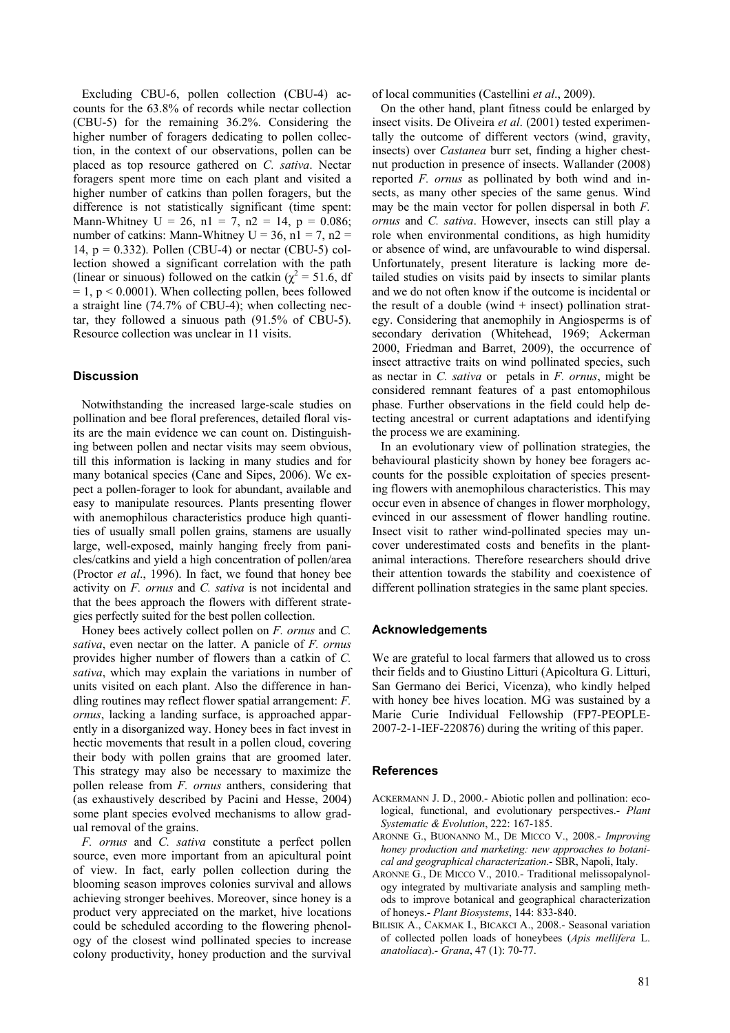Excluding CBU-6, pollen collection (CBU-4) accounts for the 63.8% of records while nectar collection (CBU-5) for the remaining 36.2%. Considering the higher number of foragers dedicating to pollen collection, in the context of our observations, pollen can be placed as top resource gathered on *C. sativa*. Nectar foragers spent more time on each plant and visited a higher number of catkins than pollen foragers, but the difference is not statistically significant (time spent: Mann-Whitney U = 26, $n_1 = 7$, $n_2 = 14$, $p = 0.086$; number of catkins: Mann-Whitney U = 36, $n_1 = 7$, $n_2 = 14$, $p = 0.332$). Pollen (CBU-4) or nectar (CBU-5) collection showed a significant correlation with the path (linear or sinuous) followed on the catkin ($\chi^2 = 51.6$, df $= 1$, $p < 0.0001$). When collecting pollen, bees followed a straight line (74.7% of CBU-4); when collecting nectar, they followed a sinuous path (91.5% of CBU-5). Resource collection was unclear in 11 visits.

## Discussion

Notwithstanding the increased large-scale studies on pollination and bee floral preferences, detailed floral visits are the main evidence we can count on. Distinguishing between pollen and nectar visits may seem obvious, till this information is lacking in many studies and for many botanical species (Cane and Sipes, 2006). We expect a pollen-forager to look for abundant, available and easy to manipulate resources. Plants presenting flower with anemophilous characteristics produce high quantities of usually small pollen grains, stamens are usually large, well-exposed, mainly hanging freely from panicles/catkins and yield a high concentration of pollen/area (Proctor *et al*., 1996). In fact, we found that honey bee activity on *F. ornus* and *C. sativa* is not incidental and that the bees approach the flowers with different strategies perfectly suited for the best pollen collection.

Honey bees actively collect pollen on *F. ornus* and *C. sativa*, even nectar on the latter. A panicle of *F. ornus* provides higher number of flowers than a catkin of *C. sativa*, which may explain the variations in number of units visited on each plant. Also the difference in handling routines may reflect flower spatial arrangement: *F. ornus*, lacking a landing surface, is approached apparently in a disorganized way. Honey bees in fact invest in hectic movements that result in a pollen cloud, covering their body with pollen grains that are groomed later. This strategy may also be necessary to maximize the pollen release from *F. ornus* anthers, considering that (as exhaustively described by Pacini and Hesse, 2004) some plant species evolved mechanisms to allow gradual removal of the grains.

*F. ornus* and *C. sativa* constitute a perfect pollen source, even more important from an apicultural point of view. In fact, early pollen collection during the blooming season improves colonies survival and allows achieving stronger beehives. Moreover, since honey is a product very appreciated on the market, hive locations could be scheduled according to the flowering phenology of the closest wind pollinated species to increase colony productivity, honey production and the survival of local communities (Castellini *et al*., 2009).

On the other hand, plant fitness could be enlarged by insect visits. De Oliveira *et al*. (2001) tested experimentally the outcome of different vectors (wind, gravity, insects) over *Castanea* burr set, finding a higher chestnut production in presence of insects. Wallander (2008) reported *F. ornus* as pollinated by both wind and insects, as many other species of the same genus. Wind may be the main vector for pollen dispersal in both *F. ornus* and *C. sativa*. However, insects can still play a role when environmental conditions, as high humidity or absence of wind, are unfavourable to wind dispersal. Unfortunately, present literature is lacking more detailed studies on visits paid by insects to similar plants and we do not often know if the outcome is incidental or the result of a double (wind + insect) pollination strategy. Considering that anemophily in Angiosperms is of secondary derivation (Whitehead, 1969; Ackerman 2000, Friedman and Barret, 2009), the occurrence of insect attractive traits on wind pollinated species, such as nectar in *C. sativa* or petals in *F. ornus*, might be considered remnant features of a past entomophilous phase. Further observations in the field could help detecting ancestral or current adaptations and identifying the process we are examining.

In an evolutionary view of pollination strategies, the behavioural plasticity shown by honey bee foragers accounts for the possible exploitation of species presenting flowers with anemophilous characteristics. This may occur even in absence of changes in flower morphology, evinced in our assessment of flower handling routine. Insect visit to rather wind-pollinated species may uncover underestimated costs and benefits in the plant-animal interactions. Therefore researchers should drive their attention towards the stability and coexistence of different pollination strategies in the same plant species.

## Acknowledgements

We are grateful to local farmers that allowed us to cross their fields and to Giustino Litturi (Apicoltura G. Litturi, San Germano dei Berici, Vicenza), who kindly helped with honey bee hives location. MG was sustained by a Marie Curie Individual Fellowship (FP7-PEOPLE-2007-2-1-IEF-220876) during the writing of this paper.

## References

ACKERMANN J. D., 2000.- Abiotic pollen and pollination: ecological, functional, and evolutionary perspectives.- *Plant Systematic & Evolution*, 222: 167-185.

ARONNE G., BUONANNO M., DE MICCO V., 2008.- *Improving honey production and marketing: new approaches to botanical and geographical characterization*.- SBR, Napoli, Italy.

ARONNE G., DE MICCO V., 2010.- Traditional melissopalynology integrated by multivariate analysis and sampling methods to improve botanical and geographical characterization of honeys.- *Plant Biosystems*, 144: 833-840.

BILISIK A., CAKMAK I., BICAKCI A., 2008.- Seasonal variation of collected pollen loads of honeybees (*Apis mellifera* L. *anatoliaca*).- *Grana*, 47 (1): 70-77.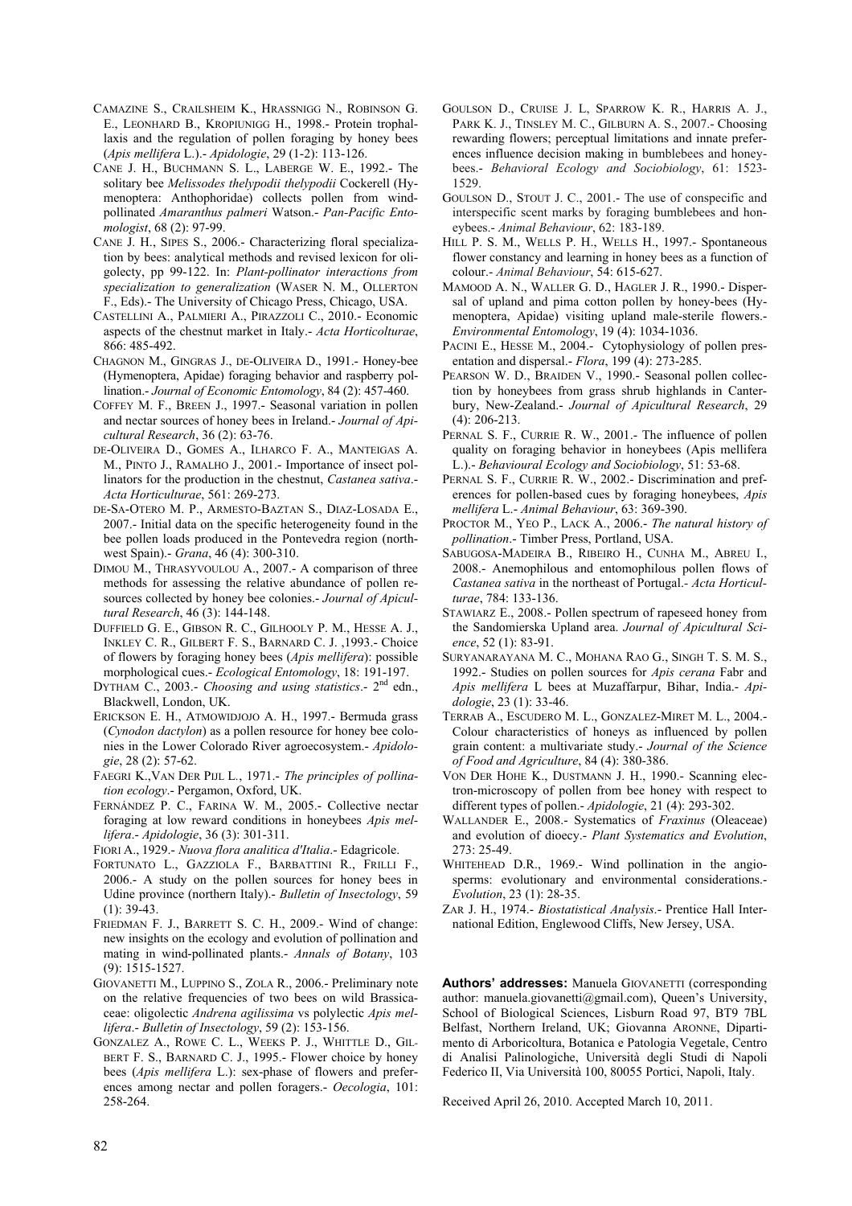CAMAZINE S., CRAILSHEIM K., HRASSNIGG N., ROBINSON G. E., LEONHARD B., KROPIUNIGG H., 1998.- Protein trophallaxis and the regulation of pollen foraging by honey bees (*Apis mellifera* L.).- *Apidologie*, 29 (1-2): 113-126.

CANE J. H., BUCHMANN S. L., LABERGE W. E., 1992.- The solitary bee *Melissodes thelypodii thelypodii* Cockerell (Hymenoptera: Anthophoridae) collects pollen from wind-pollinated *Amaranthus palmeri* Watson.- *Pan-Pacific Entomologist*, 68 (2): 97-99.

CANE J. H., SIPES S., 2006.- Characterizing floral specialization by bees: analytical methods and revised lexicon for oligolecty, pp 99-122. In: *Plant-pollinator interactions from specialization to generalization* (WASER N. M., OLLERTON F., Eds).- The University of Chicago Press, Chicago, USA.

CASTELLINI A., PALMIERI A., PIRAZZOLI C., 2010.- Economic aspects of the chestnut market in Italy.- *Acta Horticolturae*, 866: 485-492.

CHAGNON M., GINGRAS J., DE-OLIVEIRA D., 1991.- Honey-bee (Hymenoptera, Apidae) foraging behavior and raspberry pollination.- *Journal of Economic Entomology*, 84 (2): 457-460.

COFFEY M. F., BREEN J., 1997.- Seasonal variation in pollen and nectar sources of honey bees in Ireland.- *Journal of Apicultural Research*, 36 (2): 63-76.

DE-OLIVEIRA D., GOMES A., ILHARCO F. A., MANTEIGAS A. M., PINTO J., RAMALHO J., 2001.- Importance of insect pollinators for the production in the chestnut, *Castanea sativa*.- *Acta Horticulturae*, 561: 269-273.

DE-SA-OTERO M. P., ARMESTO-BAZTAN S., DIAZ-LOSADA E., 2007.- Initial data on the specific heterogeneity found in the bee pollen loads produced in the Pontevedra region (northwest Spain).- *Grana*, 46 (4): 300-310.

DIMOU M., THRASYVOULOU A., 2007.- A comparison of three methods for assessing the relative abundance of pollen resources collected by honey bee colonies.- *Journal of Apicultural Research*, 46 (3): 144-148.

DUFFIELD G. E., GIBSON R. C., GILHOOLY P. M., HESSE A. J., INKLEY C. R., GILBERT F. S., BARNARD C. J. ,1993.- Choice of flowers by foraging honey bees (*Apis mellifera*): possible morphological cues.- *Ecological Entomology*, 18: 191-197.

DYTHAM C., 2003.- *Choosing and using statistics*.- 2nd edn., Blackwell, London, UK.

ERICKSON E. H., ATMOWIDJOJO A. H., 1997.- Bermuda grass (*Cynodon dactylon*) as a pollen resource for honey bee colonies in the Lower Colorado River agroecosystem.- *Apidologie*, 28 (2): 57-62.

FAEGRI K.,VAN DER PIJL L., 1971.- *The principles of pollination ecology*.- Pergamon, Oxford, UK.

FERNÁNDEZ P. C., FARINA W. M., 2005.- Collective nectar foraging at low reward conditions in honeybees *Apis mellifera*.- *Apidologie*, 36 (3): 301-311.

FIORI A., 1929.- *Nuova flora analitica d'Italia*.- Edagricole.

FORTUNATO L., GAZZIOLA F., BARBATTINI R., FRILLI F., 2006.- A study on the pollen sources for honey bees in Udine province (northern Italy).- *Bulletin of Insectology*, 59 (1): 39-43.

FRIEDMAN F. J., BARRETT S. C. H., 2009.- Wind of change: new insights on the ecology and evolution of pollination and mating in wind-pollinated plants.- *Annals of Botany*, 103 (9): 1515-1527.

GIOVANETTI M., LUPPINO S., ZOLA R., 2006.- Preliminary note on the relative frequencies of two bees on wild Brassicaceae: oligolectic *Andrena agilissima* vs polylectic *Apis mellifera*.- *Bulletin of Insectology*, 59 (2): 153-156.

GONZALEZ A., ROWE C. L., WEEKS P. J., WHITTLE D., GILBERT F. S., BARNARD C. J., 1995.- Flower choice by honey bees (*Apis mellifera* L.): sex-phase of flowers and preferences among nectar and pollen foragers.- *Oecologia*, 101: 258-264.

GOULSON D., CRUISE J. L, SPARROW K. R., HARRIS A. J., PARK K. J., TINSLEY M. C., GILBURN A. S., 2007.- Choosing rewarding flowers; perceptual limitations and innate preferences influence decision making in bumblebees and honeybees.- *Behavioral Ecology and Sociobiology*, 61: 1523-1529.

GOULSON D., STOUT J. C., 2001.- The use of conspecific and interspecific scent marks by foraging bumblebees and honeybees.- *Animal Behaviour*, 62: 183-189.

HILL P. S. M., WELLS P. H., WELLS H., 1997.- Spontaneous flower constancy and learning in honey bees as a function of colour.- *Animal Behaviour*, 54: 615-627.

MAMOOD A. N., WALLER G. D., HAGLER J. R., 1990.- Dispersal of upland and pima cotton pollen by honey-bees (Hymenoptera, Apidae) visiting upland male-sterile flowers.- *Environmental Entomology*, 19 (4): 1034-1036.

PACINI E., HESSE M., 2004.- Cytophysiology of pollen presentation and dispersal.- *Flora*, 199 (4): 273-285.

PEARSON W. D., BRAIDEN V., 1990.- Seasonal pollen collection by honeybees from grass shrub highlands in Canterbury, New-Zealand.- *Journal of Apicultural Research*, 29 (4): 206-213.

PERNAL S. F., CURRIE R. W., 2001.- The influence of pollen quality on foraging behavior in honeybees (Apis mellifera L.).- *Behavioural Ecology and Sociobiology*, 51: 53-68.

PERNAL S. F., CURRIE R. W., 2002.- Discrimination and preferences for pollen-based cues by foraging honeybees, *Apis mellifera* L.- *Animal Behaviour*, 63: 369-390.

PROCTOR M., YEO P., LACK A., 2006.- *The natural history of pollination*.- Timber Press, Portland, USA.

SABUGOSA-MADEIRA B., RIBEIRO H., CUNHA M., ABREU I., 2008.- Anemophilous and entomophilous pollen flows of *Castanea sativa* in the northeast of Portugal.- *Acta Horticulturae*, 784: 133-136.

STAWIARZ E., 2008.- Pollen spectrum of rapeseed honey from the Sandomierska Upland area. *Journal of Apicultural Science*, 52 (1): 83-91.

SURYANARAYANA M. C., MOHANA RAO G., SINGH T. S. M. S., 1992.- Studies on pollen sources for *Apis cerana* Fabr and *Apis mellifera* L bees at Muzaffarpur, Bihar, India.- *Apidologie*, 23 (1): 33-46.

TERRAB A., ESCUDERO M. L., GONZALEZ-MIRET M. L., 2004.- Colour characteristics of honeys as influenced by pollen grain content: a multivariate study.- *Journal of the Science of Food and Agriculture*, 84 (4): 380-386.

VON DER HOHE K., DUSTMANN J. H., 1990.- Scanning electron-microscopy of pollen from bee honey with respect to different types of pollen.- *Apidologie*, 21 (4): 293-302.

WALLANDER E., 2008.- Systematics of *Fraxinus* (Oleaceae) and evolution of dioecy.- *Plant Systematics and Evolution*, 273: 25-49.

WHITEHEAD D.R., 1969.- Wind pollination in the angiosperms: evolutionary and environmental considerations.- *Evolution*, 23 (1): 28-35.

ZAR J. H., 1974.- *Biostatistical Analysis*.- Prentice Hall International Edition, Englewood Cliffs, New Jersey, USA.

**Authors' addresses:** Manuela GIOVANETTI (corresponding author: manuela.giovanetti@gmail.com), Queen's University, School of Biological Sciences, Lisburn Road 97, BT9 7BL Belfast, Northern Ireland, UK; Giovanna ARONNE, Dipartimento di Arboricoltura, Botanica e Patologia Vegetale, Centro di Analisi Palinologiche, Università degli Studi di Napoli Federico II, Via Università 100, 80055 Portici, Napoli, Italy.

Received April 26, 2010. Accepted March 10, 2011.